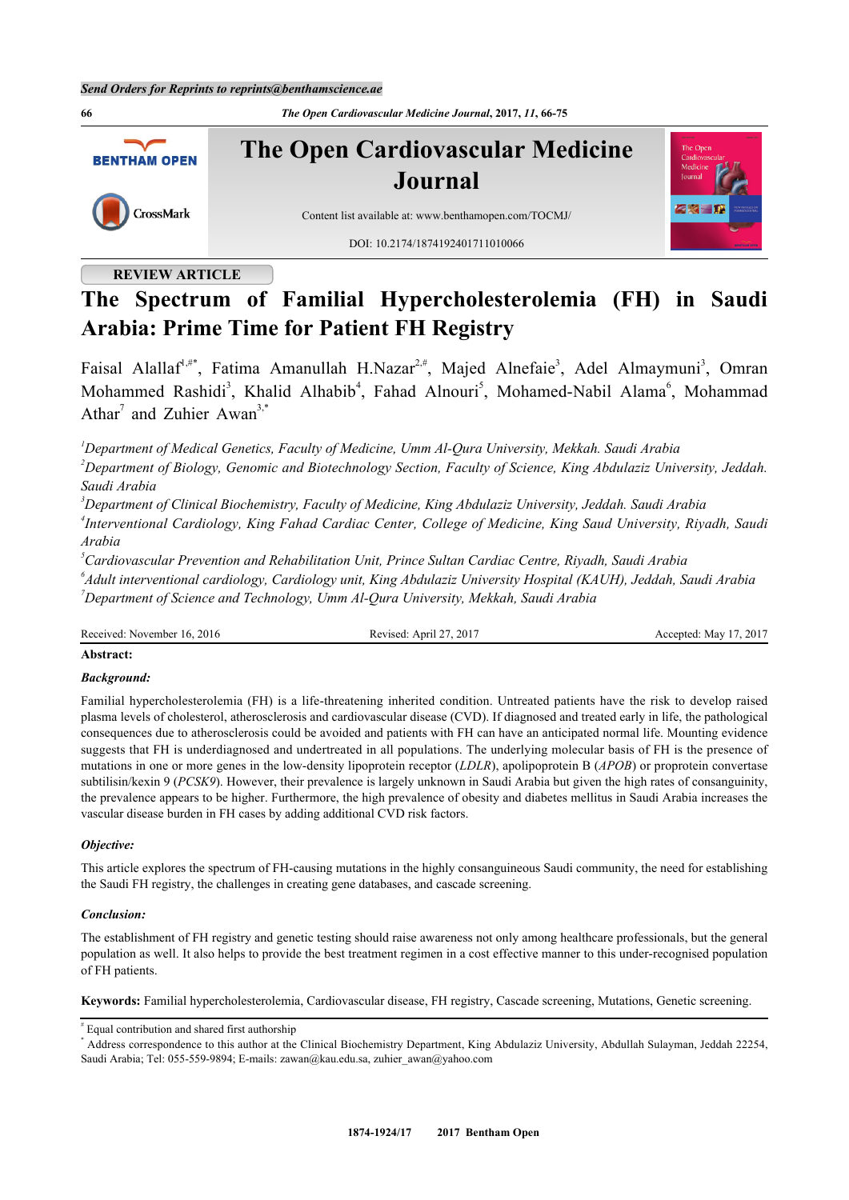Send Orders for Reprints to reprints@benthamscience.ae

# The Open Cardiovascular Medicine Journal

Content list available at: www.benthamopen.com/TOCMJ/

DOI: 10.2174/1874192401711010066

REVIEW ARTICLE

# The Spectrum of Familial Hypercholesterolemia (FH) in Saudi Arabia: Prime Time for Patient FH Registry

Faisal Alallaf[1,#*], Fatima Amanullah H.Nazar[2,#], Majed Alnefaie[3], Adel Almaymuni[3], Omran Mohammed Rashidi[3], Khalid Alhabib[4], Fahad Alnouri[5], Mohamed-Nabil Alama[6], Mohammad Athar[7] and Zuhier Awan[3,*]

[1]*Department of Medical Genetics, Faculty of Medicine, Umm Al-Qura University, Mekkah. Saudi Arabia*
[2]*Department of Biology, Genomic and Biotechnology Section, Faculty of Science, King Abdulaziz University, Jeddah. Saudi Arabia*
[3]*Department of Clinical Biochemistry, Faculty of Medicine, King Abdulaziz University, Jeddah. Saudi Arabia*
[4]*Interventional Cardiology, King Fahad Cardiac Center, College of Medicine, King Saud University, Riyadh, Saudi Arabia*
[5]*Cardiovascular Prevention and Rehabilitation Unit, Prince Sultan Cardiac Centre, Riyadh, Saudi Arabia*
[6]*Adult interventional cardiology, Cardiology unit, King Abdulaziz University Hospital (KAUH), Jeddah, Saudi Arabia*
[7]*Department of Science and Technology, Umm Al-Qura University, Mekkah, Saudi Arabia*

Received: November 16, 2016 | Revised: April 27, 2017 | Accepted: May 17, 2017

**Abstract:**

***Background:***

Familial hypercholesterolemia (FH) is a life-threatening inherited condition. Untreated patients have the risk to develop raised plasma levels of cholesterol, atherosclerosis and cardiovascular disease (CVD). If diagnosed and treated early in life, the pathological consequences due to atherosclerosis could be avoided and patients with FH can have an anticipated normal life. Mounting evidence suggests that FH is underdiagnosed and undertreated in all populations. The underlying molecular basis of FH is the presence of mutations in one or more genes in the low-density lipoprotein receptor (*LDLR*), apolipoprotein B (*APOB*) or proprotein convertase subtilisin/kexin 9 (*PCSK9*). However, their prevalence is largely unknown in Saudi Arabia but given the high rates of consanguinity, the prevalence appears to be higher. Furthermore, the high prevalence of obesity and diabetes mellitus in Saudi Arabia increases the vascular disease burden in FH cases by adding additional CVD risk factors.

***Objective:***

This article explores the spectrum of FH-causing mutations in the highly consanguineous Saudi community, the need for establishing the Saudi FH registry, the challenges in creating gene databases, and cascade screening.

***Conclusion:***

The establishment of FH registry and genetic testing should raise awareness not only among healthcare professionals, but the general population as well. It also helps to provide the best treatment regimen in a cost effective manner to this under-recognised population of FH patients.

**Keywords:** Familial hypercholesterolemia, Cardiovascular disease, FH registry, Cascade screening, Mutations, Genetic screening.

[#] Equal contribution and shared first authorship
[*] Address correspondence to this author at the Clinical Biochemistry Department, King Abdulaziz University, Abdullah Sulayman, Jeddah 22254, Saudi Arabia; Tel: 055-559-9894; E-mails: zawan@kau.edu.sa, zuhier_awan@yahoo.com

1874-1924/17 2017 Bentham Open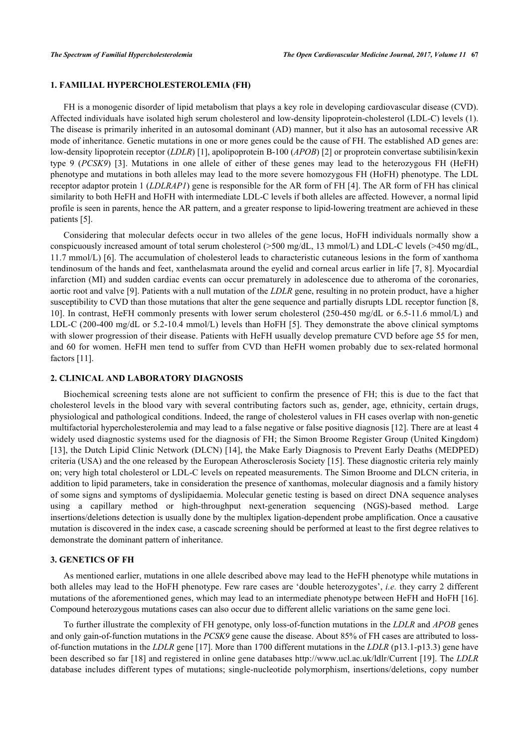## 1. FAMILIAL HYPERCHOLESTEROLEMIA (FH)

FH is a monogenic disorder of lipid metabolism that plays a key role in developing cardiovascular disease (CVD). Affected individuals have isolated high serum cholesterol and low-density lipoprotein-cholesterol (LDL-C) levels (1). The disease is primarily inherited in an autosomal dominant (AD) manner, but it also has an autosomal recessive AR mode of inheritance. Genetic mutations in one or more genes could be the cause of FH. The established AD genes are: low-density lipoprotein receptor (*LDLR*) [1], apolipoprotein B-100 (*APOB*) [2] or proprotein convertase subtilisin/kexin type 9 (*PCSK9*) [3]. Mutations in one allele of either of these genes may lead to the heterozygous FH (HeFH) phenotype and mutations in both alleles may lead to the more severe homozygous FH (HoFH) phenotype. The LDL receptor adaptor protein 1 (*LDLRAP1*) gene is responsible for the AR form of FH [4]. The AR form of FH has clinical similarity to both HeFH and HoFH with intermediate LDL-C levels if both alleles are affected. However, a normal lipid profile is seen in parents, hence the AR pattern, and a greater response to lipid-lowering treatment are achieved in these patients [5].

Considering that molecular defects occur in two alleles of the gene locus, HoFH individuals normally show a conspicuously increased amount of total serum cholesterol (>500 mg/dL, 13 mmol/L) and LDL-C levels (>450 mg/dL, 11.7 mmol/L) [6]. The accumulation of cholesterol leads to characteristic cutaneous lesions in the form of xanthoma tendinosum of the hands and feet, xanthelasmata around the eyelid and corneal arcus earlier in life [7, 8]. Myocardial infarction (MI) and sudden cardiac events can occur prematurely in adolescence due to atheroma of the coronaries, aortic root and valve [9]. Patients with a null mutation of the *LDLR* gene, resulting in no protein product, have a higher susceptibility to CVD than those mutations that alter the gene sequence and partially disrupts LDL receptor function [8, 10]. In contrast, HeFH commonly presents with lower serum cholesterol (250-450 mg/dL or 6.5-11.6 mmol/L) and LDL-C (200-400 mg/dL or 5.2-10.4 mmol/L) levels than HoFH [5]. They demonstrate the above clinical symptoms with slower progression of their disease. Patients with HeFH usually develop premature CVD before age 55 for men, and 60 for women. HeFH men tend to suffer from CVD than HeFH women probably due to sex-related hormonal factors [11].

## 2. CLINICAL AND LABORATORY DIAGNOSIS

Biochemical screening tests alone are not sufficient to confirm the presence of FH; this is due to the fact that cholesterol levels in the blood vary with several contributing factors such as, gender, age, ethnicity, certain drugs, physiological and pathological conditions. Indeed, the range of cholesterol values in FH cases overlap with non-genetic multifactorial hypercholesterolemia and may lead to a false negative or false positive diagnosis [12]. There are at least 4 widely used diagnostic systems used for the diagnosis of FH; the Simon Broome Register Group (United Kingdom) [13], the Dutch Lipid Clinic Network (DLCN) [14], the Make Early Diagnosis to Prevent Early Deaths (MEDPED) criteria (USA) and the one released by the European Atherosclerosis Society [15]. These diagnostic criteria rely mainly on; very high total cholesterol or LDL-C levels on repeated measurements. The Simon Broome and DLCN criteria, in addition to lipid parameters, take in consideration the presence of xanthomas, molecular diagnosis and a family history of some signs and symptoms of dyslipidaemia. Molecular genetic testing is based on direct DNA sequence analyses using a capillary method or high-throughput next-generation sequencing (NGS)-based method. Large insertions/deletions detection is usually done by the multiplex ligation-dependent probe amplification. Once a causative mutation is discovered in the index case, a cascade screening should be performed at least to the first degree relatives to demonstrate the dominant pattern of inheritance.

## 3. GENETICS OF FH

As mentioned earlier, mutations in one allele described above may lead to the HeFH phenotype while mutations in both alleles may lead to the HoFH phenotype. Few rare cases are 'double heterozygotes', *i.e.* they carry 2 different mutations of the aforementioned genes, which may lead to an intermediate phenotype between HeFH and HoFH [16]. Compound heterozygous mutations cases can also occur due to different allelic variations on the same gene loci.

To further illustrate the complexity of FH genotype, only loss-of-function mutations in the *LDLR* and *APOB* genes and only gain-of-function mutations in the *PCSK9* gene cause the disease. About 85% of FH cases are attributed to loss-of-function mutations in the *LDLR* gene [17]. More than 1700 different mutations in the *LDLR* (p13.1-p13.3) gene have been described so far [18] and registered in online gene databases http://www.ucl.ac.uk/ldlr/Current [19]. The *LDLR* database includes different types of mutations; single-nucleotide polymorphism, insertions/deletions, copy number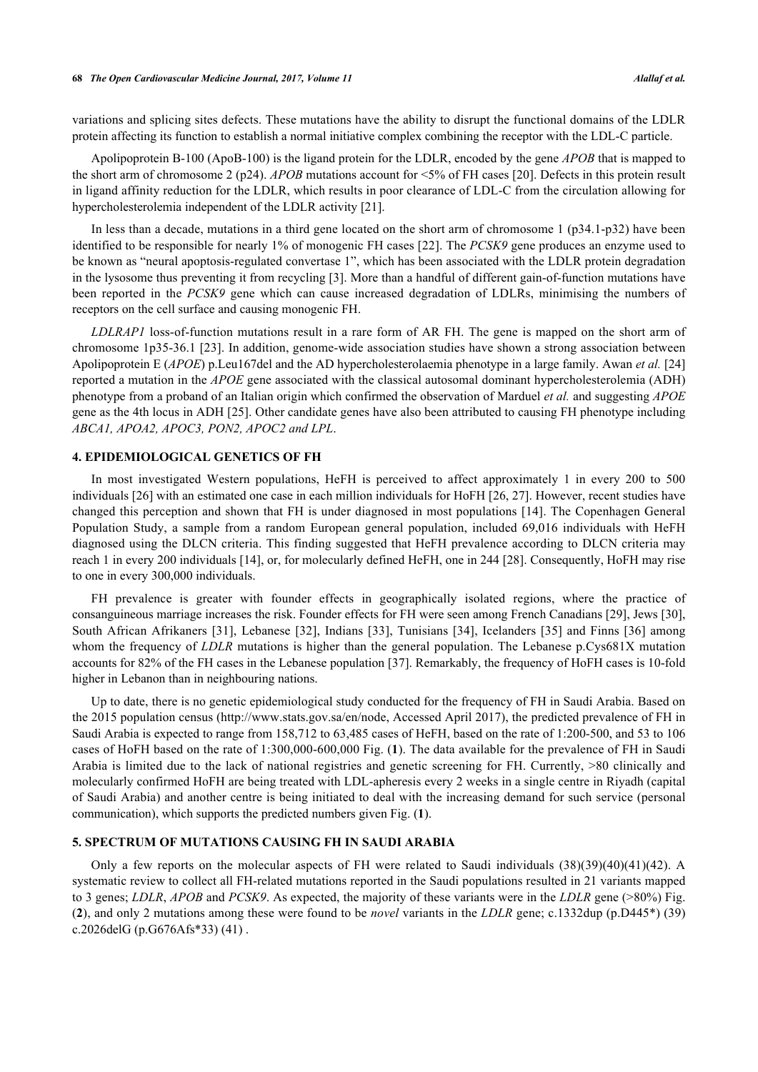variations and splicing sites defects. These mutations have the ability to disrupt the functional domains of the LDLR protein affecting its function to establish a normal initiative complex combining the receptor with the LDL-C particle.

Apolipoprotein B-100 (ApoB-100) is the ligand protein for the LDLR, encoded by the gene *APOB* that is mapped to the short arm of chromosome 2 (p24). *APOB* mutations account for <5% of FH cases [20]. Defects in this protein result in ligand affinity reduction for the LDLR, which results in poor clearance of LDL-C from the circulation allowing for hypercholesterolemia independent of the LDLR activity [21].

In less than a decade, mutations in a third gene located on the short arm of chromosome 1 (p34.1-p32) have been identified to be responsible for nearly 1% of monogenic FH cases [22]. The *PCSK9* gene produces an enzyme used to be known as "neural apoptosis-regulated convertase 1", which has been associated with the LDLR protein degradation in the lysosome thus preventing it from recycling [3]. More than a handful of different gain-of-function mutations have been reported in the *PCSK9* gene which can cause increased degradation of LDLRs, minimising the numbers of receptors on the cell surface and causing monogenic FH.

*LDLRAP1* loss-of-function mutations result in a rare form of AR FH. The gene is mapped on the short arm of chromosome 1p35-36.1 [23]. In addition, genome-wide association studies have shown a strong association between Apolipoprotein E (*APOE*) p.Leu167del and the AD hypercholesterolaemia phenotype in a large family. Awan *et al.* [24] reported a mutation in the *APOE* gene associated with the classical autosomal dominant hypercholesterolemia (ADH) phenotype from a proband of an Italian origin which confirmed the observation of Marduel *et al.* and suggesting *APOE* gene as the 4th locus in ADH [25]. Other candidate genes have also been attributed to causing FH phenotype including *ABCA1, APOA2, APOC3, PON2, APOC2 and LPL*.

## 4. EPIDEMIOLOGICAL GENETICS OF FH

In most investigated Western populations, HeFH is perceived to affect approximately 1 in every 200 to 500 individuals [26] with an estimated one case in each million individuals for HoFH [26, 27]. However, recent studies have changed this perception and shown that FH is under diagnosed in most populations [14]. The Copenhagen General Population Study, a sample from a random European general population, included 69,016 individuals with HeFH diagnosed using the DLCN criteria. This finding suggested that HeFH prevalence according to DLCN criteria may reach 1 in every 200 individuals [14], or, for molecularly defined HeFH, one in 244 [28]. Consequently, HoFH may rise to one in every 300,000 individuals.

FH prevalence is greater with founder effects in geographically isolated regions, where the practice of consanguineous marriage increases the risk. Founder effects for FH were seen among French Canadians [29], Jews [30], South African Afrikaners [31], Lebanese [32], Indians [33], Tunisians [34], Icelanders [35] and Finns [36] among whom the frequency of *LDLR* mutations is higher than the general population. The Lebanese p.Cys681X mutation accounts for 82% of the FH cases in the Lebanese population [37]. Remarkably, the frequency of HoFH cases is 10-fold higher in Lebanon than in neighbouring nations.

Up to date, there is no genetic epidemiological study conducted for the frequency of FH in Saudi Arabia. Based on the 2015 population census (http://www.stats.gov.sa/en/node, Accessed April 2017), the predicted prevalence of FH in Saudi Arabia is expected to range from 158,712 to 63,485 cases of HeFH, based on the rate of 1:200-500, and 53 to 106 cases of HoFH based on the rate of 1:300,000-600,000 Fig. (**1**). The data available for the prevalence of FH in Saudi Arabia is limited due to the lack of national registries and genetic screening for FH. Currently, >80 clinically and molecularly confirmed HoFH are being treated with LDL-apheresis every 2 weeks in a single centre in Riyadh (capital of Saudi Arabia) and another centre is being initiated to deal with the increasing demand for such service (personal communication), which supports the predicted numbers given Fig. (**1**).

## 5. SPECTRUM OF MUTATIONS CAUSING FH IN SAUDI ARABIA

Only a few reports on the molecular aspects of FH were related to Saudi individuals (38)(39)(40)(41)(42). A systematic review to collect all FH-related mutations reported in the Saudi populations resulted in 21 variants mapped to 3 genes; *LDLR*, *APOB* and *PCSK9*. As expected, the majority of these variants were in the *LDLR* gene (>80%) Fig. (**2**), and only 2 mutations among these were found to be *novel* variants in the *LDLR* gene; c.1332dup (p.D445*) (39) c.2026delG (p.G676Afs*33) (41) .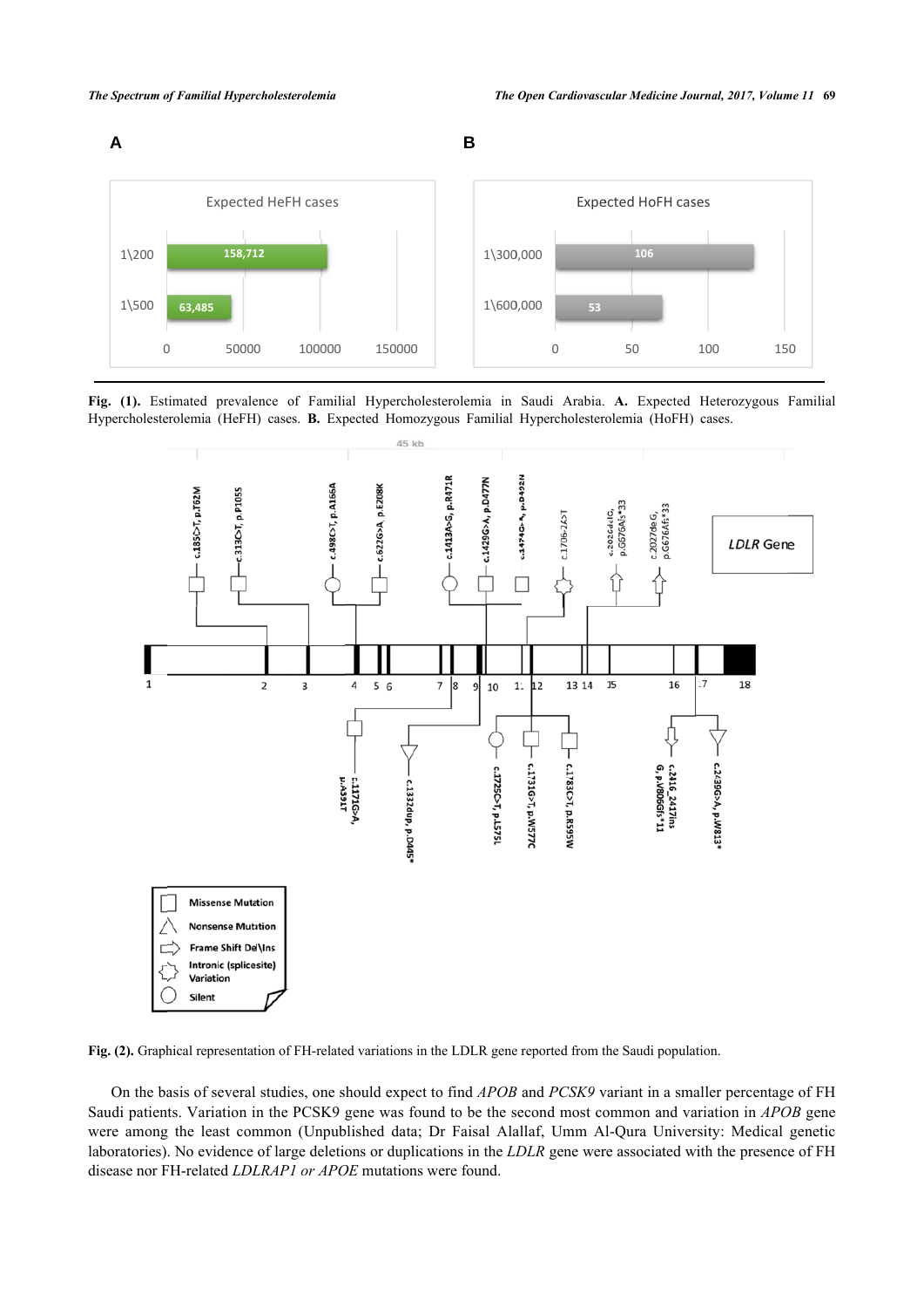Fig. (1). Estimated prevalence of Familial Hypercholesterolemia in Saudi Arabia. **A.** Expected Heterozygous Familial Hypercholesterolemia (HeFH) cases. **B.** Expected Homozygous Familial Hypercholesterolemia (HoFH) cases.

**Fig. (2).** Graphical representation of FH-related variations in the LDLR gene reported from the Saudi population.

On the basis of several studies, one should expect to find *APOB* and *PCSK9* variant in a smaller percentage of FH Saudi patients. Variation in the PCSK9 gene was found to be the second most common and variation in *APOB* gene were among the least common (Unpublished data; Dr Faisal Alallaf, Umm Al-Qura University: Medical genetic laboratories). No evidence of large deletions or duplications in the *LDLR* gene were associated with the presence of FH disease nor FH-related *LDLRAP1 or APOE* mutations were found.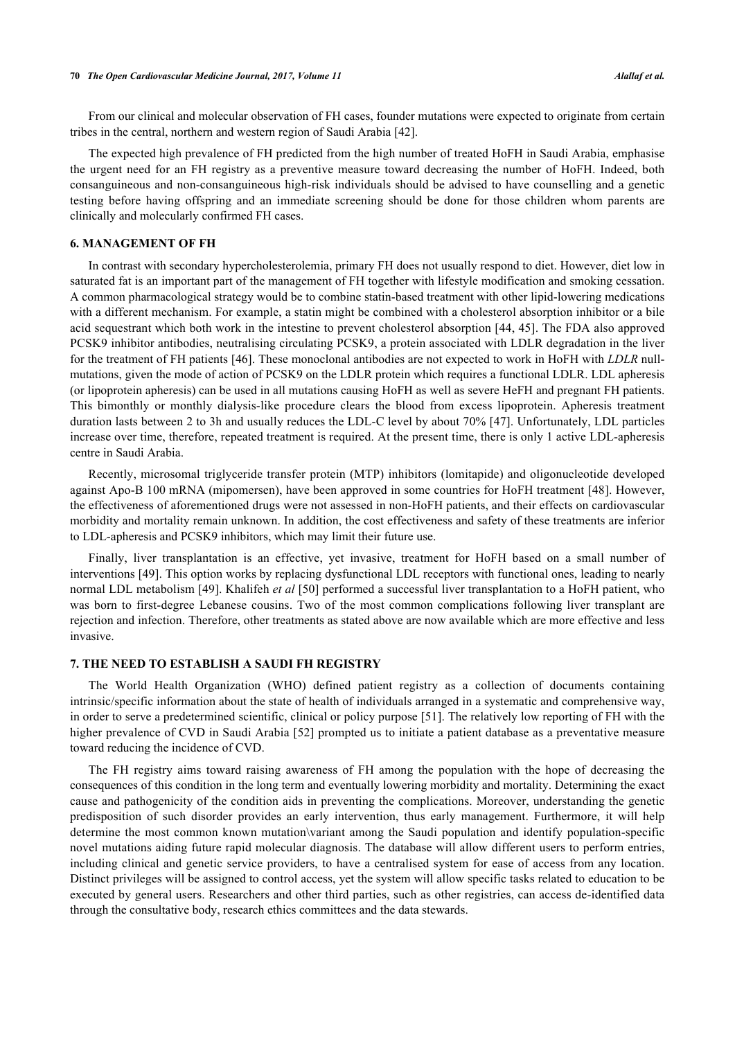From our clinical and molecular observation of FH cases, founder mutations were expected to originate from certain tribes in the central, northern and western region of Saudi Arabia [42].

The expected high prevalence of FH predicted from the high number of treated HoFH in Saudi Arabia, emphasise the urgent need for an FH registry as a preventive measure toward decreasing the number of HoFH. Indeed, both consanguineous and non-consanguineous high-risk individuals should be advised to have counselling and a genetic testing before having offspring and an immediate screening should be done for those children whom parents are clinically and molecularly confirmed FH cases.

## 6. MANAGEMENT OF FH

In contrast with secondary hypercholesterolemia, primary FH does not usually respond to diet. However, diet low in saturated fat is an important part of the management of FH together with lifestyle modification and smoking cessation. A common pharmacological strategy would be to combine statin-based treatment with other lipid-lowering medications with a different mechanism. For example, a statin might be combined with a cholesterol absorption inhibitor or a bile acid sequestrant which both work in the intestine to prevent cholesterol absorption [44, 45]. The FDA also approved PCSK9 inhibitor antibodies, neutralising circulating PCSK9, a protein associated with LDLR degradation in the liver for the treatment of FH patients [46]. These monoclonal antibodies are not expected to work in HoFH with *LDLR* null-mutations, given the mode of action of PCSK9 on the LDLR protein which requires a functional LDLR. LDL apheresis (or lipoprotein apheresis) can be used in all mutations causing HoFH as well as severe HeFH and pregnant FH patients. This bimonthly or monthly dialysis-like procedure clears the blood from excess lipoprotein. Apheresis treatment duration lasts between 2 to 3h and usually reduces the LDL-C level by about 70% [47]. Unfortunately, LDL particles increase over time, therefore, repeated treatment is required. At the present time, there is only 1 active LDL-apheresis centre in Saudi Arabia.

Recently, microsomal triglyceride transfer protein (MTP) inhibitors (lomitapide) and oligonucleotide developed against Apo-B 100 mRNA (mipomersen), have been approved in some countries for HoFH treatment [48]. However, the effectiveness of aforementioned drugs were not assessed in non-HoFH patients, and their effects on cardiovascular morbidity and mortality remain unknown. In addition, the cost effectiveness and safety of these treatments are inferior to LDL-apheresis and PCSK9 inhibitors, which may limit their future use.

Finally, liver transplantation is an effective, yet invasive, treatment for HoFH based on a small number of interventions [49]. This option works by replacing dysfunctional LDL receptors with functional ones, leading to nearly normal LDL metabolism [49]. Khalifeh *et al* [50] performed a successful liver transplantation to a HoFH patient, who was born to first-degree Lebanese cousins. Two of the most common complications following liver transplant are rejection and infection. Therefore, other treatments as stated above are now available which are more effective and less invasive.

## 7. THE NEED TO ESTABLISH A SAUDI FH REGISTRY

The World Health Organization (WHO) defined patient registry as a collection of documents containing intrinsic/specific information about the state of health of individuals arranged in a systematic and comprehensive way, in order to serve a predetermined scientific, clinical or policy purpose [51]. The relatively low reporting of FH with the higher prevalence of CVD in Saudi Arabia [52] prompted us to initiate a patient database as a preventative measure toward reducing the incidence of CVD.

The FH registry aims toward raising awareness of FH among the population with the hope of decreasing the consequences of this condition in the long term and eventually lowering morbidity and mortality. Determining the exact cause and pathogenicity of the condition aids in preventing the complications. Moreover, understanding the genetic predisposition of such disorder provides an early intervention, thus early management. Furthermore, it will help determine the most common known mutation\variant among the Saudi population and identify population-specific novel mutations aiding future rapid molecular diagnosis. The database will allow different users to perform entries, including clinical and genetic service providers, to have a centralised system for ease of access from any location. Distinct privileges will be assigned to control access, yet the system will allow specific tasks related to education to be executed by general users. Researchers and other third parties, such as other registries, can access de-identified data through the consultative body, research ethics committees and the data stewards.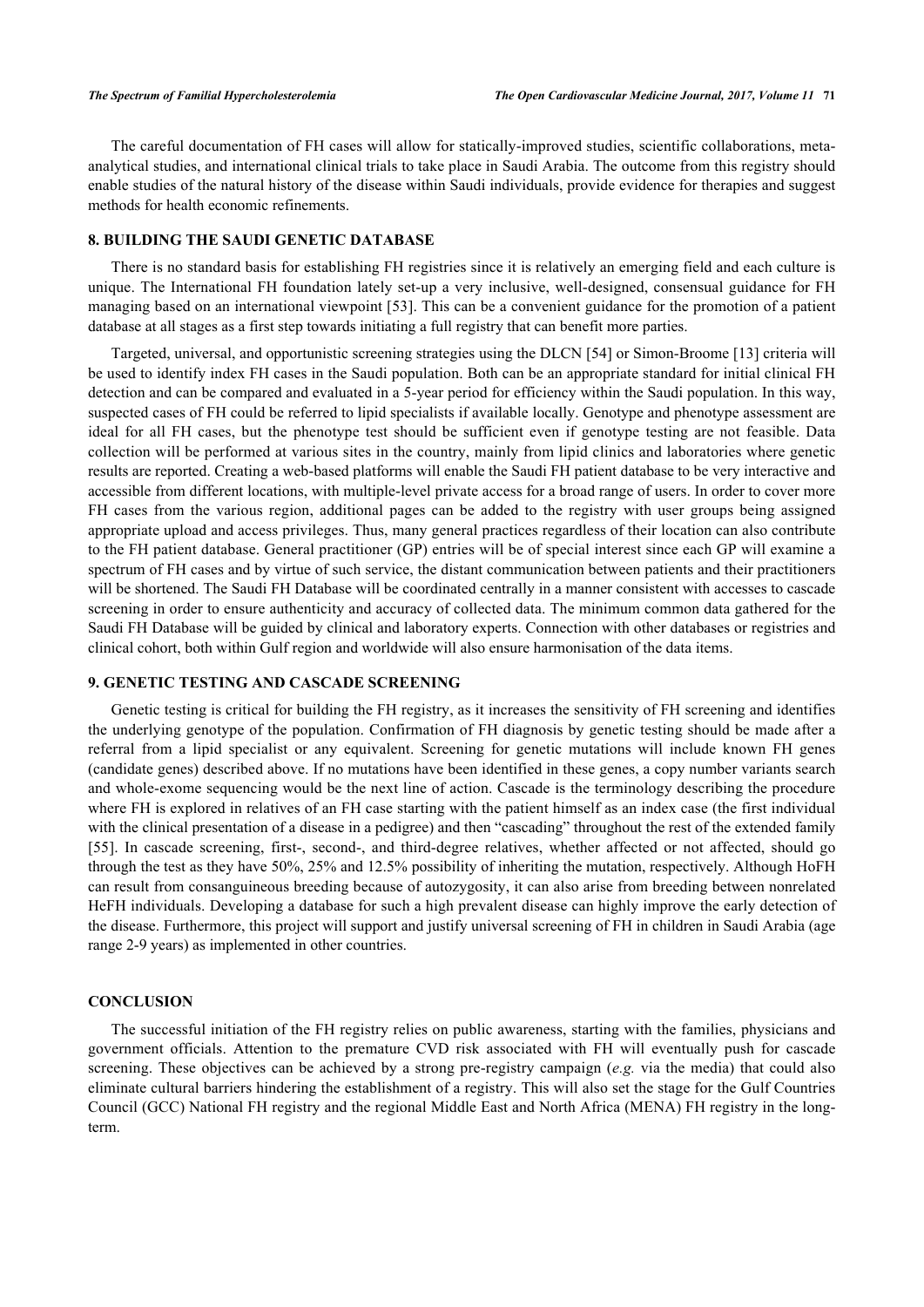The careful documentation of FH cases will allow for statically-improved studies, scientific collaborations, meta-analytical studies, and international clinical trials to take place in Saudi Arabia. The outcome from this registry should enable studies of the natural history of the disease within Saudi individuals, provide evidence for therapies and suggest methods for health economic refinements.

## 8. BUILDING THE SAUDI GENETIC DATABASE

There is no standard basis for establishing FH registries since it is relatively an emerging field and each culture is unique. The International FH foundation lately set-up a very inclusive, well-designed, consensual guidance for FH managing based on an international viewpoint [53]. This can be a convenient guidance for the promotion of a patient database at all stages as a first step towards initiating a full registry that can benefit more parties.

Targeted, universal, and opportunistic screening strategies using the DLCN [54] or Simon-Broome [13] criteria will be used to identify index FH cases in the Saudi population. Both can be an appropriate standard for initial clinical FH detection and can be compared and evaluated in a 5-year period for efficiency within the Saudi population. In this way, suspected cases of FH could be referred to lipid specialists if available locally. Genotype and phenotype assessment are ideal for all FH cases, but the phenotype test should be sufficient even if genotype testing are not feasible. Data collection will be performed at various sites in the country, mainly from lipid clinics and laboratories where genetic results are reported. Creating a web-based platforms will enable the Saudi FH patient database to be very interactive and accessible from different locations, with multiple-level private access for a broad range of users. In order to cover more FH cases from the various region, additional pages can be added to the registry with user groups being assigned appropriate upload and access privileges. Thus, many general practices regardless of their location can also contribute to the FH patient database. General practitioner (GP) entries will be of special interest since each GP will examine a spectrum of FH cases and by virtue of such service, the distant communication between patients and their practitioners will be shortened. The Saudi FH Database will be coordinated centrally in a manner consistent with accesses to cascade screening in order to ensure authenticity and accuracy of collected data. The minimum common data gathered for the Saudi FH Database will be guided by clinical and laboratory experts. Connection with other databases or registries and clinical cohort, both within Gulf region and worldwide will also ensure harmonisation of the data items.

## 9. GENETIC TESTING AND CASCADE SCREENING

Genetic testing is critical for building the FH registry, as it increases the sensitivity of FH screening and identifies the underlying genotype of the population. Confirmation of FH diagnosis by genetic testing should be made after a referral from a lipid specialist or any equivalent. Screening for genetic mutations will include known FH genes (candidate genes) described above. If no mutations have been identified in these genes, a copy number variants search and whole-exome sequencing would be the next line of action. Cascade is the terminology describing the procedure where FH is explored in relatives of an FH case starting with the patient himself as an index case (the first individual with the clinical presentation of a disease in a pedigree) and then "cascading" throughout the rest of the extended family [55]. In cascade screening, first-, second-, and third-degree relatives, whether affected or not affected, should go through the test as they have 50%, 25% and 12.5% possibility of inheriting the mutation, respectively. Although HoFH can result from consanguineous breeding because of autozygosity, it can also arise from breeding between nonrelated HeFH individuals. Developing a database for such a high prevalent disease can highly improve the early detection of the disease. Furthermore, this project will support and justify universal screening of FH in children in Saudi Arabia (age range 2-9 years) as implemented in other countries.

## CONCLUSION

The successful initiation of the FH registry relies on public awareness, starting with the families, physicians and government officials. Attention to the premature CVD risk associated with FH will eventually push for cascade screening. These objectives can be achieved by a strong pre-registry campaign (*e.g.* via the media) that could also eliminate cultural barriers hindering the establishment of a registry. This will also set the stage for the Gulf Countries Council (GCC) National FH registry and the regional Middle East and North Africa (MENA) FH registry in the long-term.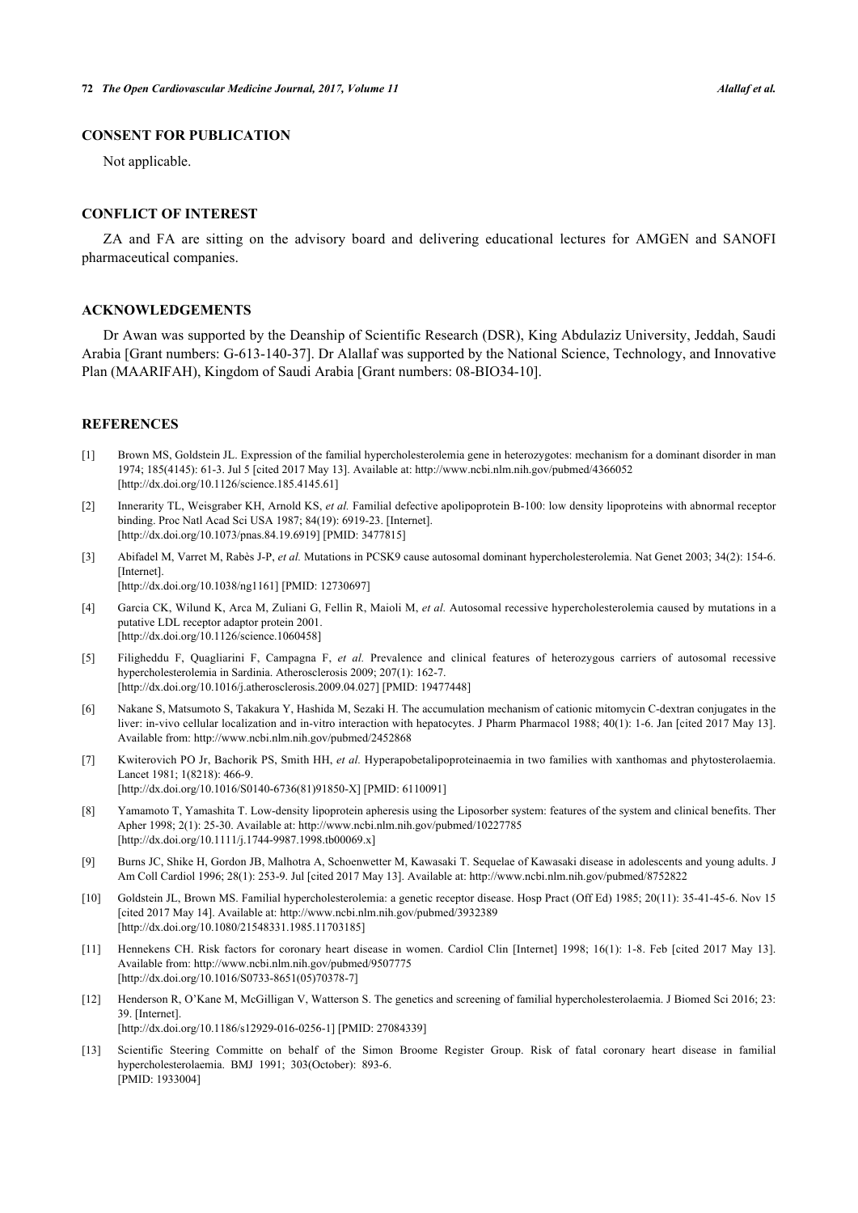## CONSENT FOR PUBLICATION

Not applicable.

## CONFLICT OF INTEREST

ZA and FA are sitting on the advisory board and delivering educational lectures for AMGEN and SANOFI pharmaceutical companies.

## ACKNOWLEDGEMENTS

Dr Awan was supported by the Deanship of Scientific Research (DSR), King Abdulaziz University, Jeddah, Saudi Arabia [Grant numbers: G-613-140-37]. Dr Alallaf was supported by the National Science, Technology, and Innovative Plan (MAARIFAH), Kingdom of Saudi Arabia [Grant numbers: 08-BIO34-10].

## REFERENCES

[1] Brown MS, Goldstein JL. Expression of the familial hypercholesterolemia gene in heterozygotes: mechanism for a dominant disorder in man 1974; 185(4145): 61-3. Jul 5 [cited 2017 May 13]. Available at: http://www.ncbi.nlm.nih.gov/pubmed/4366052 [http://dx.doi.org/10.1126/science.185.4145.61]

[2] Innerarity TL, Weisgraber KH, Arnold KS, *et al.* Familial defective apolipoprotein B-100: low density lipoproteins with abnormal receptor binding. Proc Natl Acad Sci USA 1987; 84(19): 6919-23. [Internet]. [http://dx.doi.org/10.1073/pnas.84.19.6919] [PMID: 3477815]

[3] Abifadel M, Varret M, Rabès J-P, *et al.* Mutations in PCSK9 cause autosomal dominant hypercholesterolemia. Nat Genet 2003; 34(2): 154-6. [Internet]. [http://dx.doi.org/10.1038/ng1161] [PMID: 12730697]

[4] Garcia CK, Wilund K, Arca M, Zuliani G, Fellin R, Maioli M, *et al.* Autosomal recessive hypercholesterolemia caused by mutations in a putative LDL receptor adaptor protein 2001. [http://dx.doi.org/10.1126/science.1060458]

[5] Filigheddu F, Quagliarini F, Campagna F, *et al.* Prevalence and clinical features of heterozygous carriers of autosomal recessive hypercholesterolemia in Sardinia. Atherosclerosis 2009; 207(1): 162-7. [http://dx.doi.org/10.1016/j.atherosclerosis.2009.04.027] [PMID: 19477448]

[6] Nakane S, Matsumoto S, Takakura Y, Hashida M, Sezaki H. The accumulation mechanism of cationic mitomycin C-dextran conjugates in the liver: in-vivo cellular localization and in-vitro interaction with hepatocytes. J Pharm Pharmacol 1988; 40(1): 1-6. Jan [cited 2017 May 13]. Available from: http://www.ncbi.nlm.nih.gov/pubmed/2452868

[7] Kwiterovich PO Jr, Bachorik PS, Smith HH, *et al.* Hyperapobetalipoproteinaemia in two families with xanthomas and phytosterolaemia. Lancet 1981; 1(8218): 466-9. [http://dx.doi.org/10.1016/S0140-6736(81)91850-X] [PMID: 6110091]

[8] Yamamoto T, Yamashita T. Low-density lipoprotein apheresis using the Liposorber system: features of the system and clinical benefits. Ther Apher 1998; 2(1): 25-30. Available at: http://www.ncbi.nlm.nih.gov/pubmed/10227785 [http://dx.doi.org/10.1111/j.1744-9987.1998.tb00069.x]

[9] Burns JC, Shike H, Gordon JB, Malhotra A, Schoenwetter M, Kawasaki T. Sequelae of Kawasaki disease in adolescents and young adults. J Am Coll Cardiol 1996; 28(1): 253-9. Jul [cited 2017 May 13]. Available at: http://www.ncbi.nlm.nih.gov/pubmed/8752822

[10] Goldstein JL, Brown MS. Familial hypercholesterolemia: a genetic receptor disease. Hosp Pract (Off Ed) 1985; 20(11): 35-41-45-6. Nov 15 [cited 2017 May 14]. Available at: http://www.ncbi.nlm.nih.gov/pubmed/3932389 [http://dx.doi.org/10.1080/21548331.1985.11703185]

[11] Hennekens CH. Risk factors for coronary heart disease in women. Cardiol Clin [Internet] 1998; 16(1): 1-8. Feb [cited 2017 May 13]. Available from: http://www.ncbi.nlm.nih.gov/pubmed/9507775 [http://dx.doi.org/10.1016/S0733-8651(05)70378-7]

[12] Henderson R, O'Kane M, McGilligan V, Watterson S. The genetics and screening of familial hypercholesterolaemia. J Biomed Sci 2016; 23: 39. [Internet]. [http://dx.doi.org/10.1186/s12929-016-0256-1] [PMID: 27084339]

[13] Scientific Steering Committe on behalf of the Simon Broome Register Group. Risk of fatal coronary heart disease in familial hypercholesterolaemia. BMJ 1991; 303(October): 893-6. [PMID: 1933004]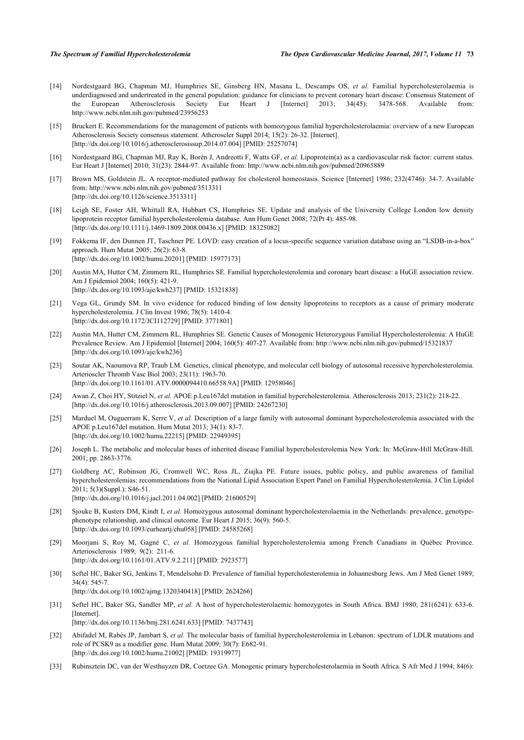[14] Nordestgaard BG, Chapman MJ, Humphries SE, Ginsberg HN, Masana L, Descamps OS, *et al.* Familial hypercholesterolaemia is underdiagnosed and undertreated in the general population: guidance for clinicians to prevent coronary heart disease: Consensus Statement of the European Atherosclerosis Society Eur Heart J [Internet] 2013; 34(45): 3478-568. Available from: http://www.ncbi.nlm.nih.gov/pubmed/23956253

[15] Bruckert E. Recommendations for the management of patients with homozygous familial hypercholesterolaemia: overview of a new European Atherosclerosis Society consensus statement. Atheroscler Suppl 2014; 15(2): 26-32. [Internet]. [http://dx.doi.org/10.1016/j.atherosclerosissup.2014.07.004] [PMID: 25257074]

[16] Nordestgaard BG, Chapman MJ, Ray K, Borén J, Andreotti F, Watts GF, *et al.* Lipoprotein(a) as a cardiovascular risk factor: current status. Eur Heart J [Internet] 2010; 31(23): 2844-97. Available from: http://www.ncbi.nlm.nih.gov/pubmed/20965889

[17] Brown MS, Goldstein JL. A receptor-mediated pathway for cholesterol homeostasis. Science [Internet] 1986; 232(4746): 34-7. Available from: http://www.ncbi.nlm.nih.gov/pubmed/3513311 [http://dx.doi.org/10.1126/science.3513311]

[18] Leigh SE, Foster AH, Whittall RA, Hubbart CS, Humphries SE. Update and analysis of the University College London low density lipoprotein receptor familial hypercholesterolemia database. Ann Hum Genet 2008; 72(Pt 4): 485-98. [http://dx.doi.org/10.1111/j.1469-1809.2008.00436.x] [PMID: 18325082]

[19] Fokkema IF, den Dunnen JT, Taschner PE. LOVD: easy creation of a locus-specific sequence variation database using an "LSDB-in-a-box" approach. Hum Mutat 2005; 26(2): 63-8. [http://dx.doi.org/10.1002/humu.20201] [PMID: 15977173]

[20] Austin MA, Hutter CM, Zimmern RL, Humphries SE. Familial hypercholesterolemia and coronary heart disease: a HuGE association review. Am J Epidemiol 2004; 160(5): 421-9. [http://dx.doi.org/10.1093/aje/kwh237] [PMID: 15321838]

[21] Vega GL, Grundy SM. In vivo evidence for reduced binding of low density lipoproteins to receptors as a cause of primary moderate hypercholesterolemia. J Clin Invest 1986; 78(5): 1410-4. [http://dx.doi.org/10.1172/JCI112729] [PMID: 3771801]

[22] Austin MA, Hutter CM, Zimmern RL, Humphries SE. Genetic Causes of Monogenic Heterozygous Familial Hypercholesterolemia: A HuGE Prevalence Review. Am J Epidemiol [Internet] 2004; 160(5): 407-27. Available from: http://www.ncbi.nlm.nih.gov/pubmed/15321837 [http://dx.doi.org/10.1093/aje/kwh236]

[23] Soutar AK, Naoumova RP, Traub LM. Genetics, clinical phenotype, and molecular cell biology of autosomal recessive hypercholesterolemia. Arterioscler Thromb Vasc Biol 2003; 23(11): 1963-70. [http://dx.doi.org/10.1161/01.ATV.0000094410.66558.9A] [PMID: 12958046]

[24] Awan Z, Choi HY, Stitziel N, *et al.* APOE p.Leu167del mutation in familial hypercholesterolemia. Atherosclerosis 2013; 231(2): 218-22. [http://dx.doi.org/10.1016/j.atherosclerosis.2013.09.007] [PMID: 24267230]

[25] Marduel M, Ouguerram K, Serre V, *et al.* Description of a large family with autosomal dominant hypercholesterolemia associated with the APOE p.Leu167del mutation. Hum Mutat 2013; 34(1): 83-7. [http://dx.doi.org/10.1002/humu.22215] [PMID: 22949395]

[26] Joseph L. The metabolic and molecular bases of inherited disease Familial hypercholesterolemia New York: In: McGraw-Hill McGraw-Hill. 2001; pp. 2863-3776.

[27] Goldberg AC, Robinson JG, Cromwell WC, Ross JL, Ziajka PE. Future issues, public policy, and public awareness of familial hypercholesterolemias: recommendations from the National Lipid Association Expert Panel on Familial Hypercholesterolemia. J Clin Lipidol 2011; 5(3)(Suppl.): S46-51. [http://dx.doi.org/10.1016/j.jacl.2011.04.002] [PMID: 21600529]

[28] Sjouke B, Kusters DM, Kindt I, *et al.* Homozygous autosomal dominant hypercholesterolaemia in the Netherlands: prevalence, genotype-phenotype relationship, and clinical outcome. Eur Heart J 2015; 36(9): 560-5. [http://dx.doi.org/10.1093/eurheartj/ehu058] [PMID: 24585268]

[29] Moorjani S, Roy M, Gagné C, *et al.* Homozygous familial hypercholesterolemia among French Canadians in Québec Province. Arteriosclerosis 1989; 9(2): 211-6. [http://dx.doi.org/10.1161/01.ATV.9.2.211] [PMID: 2923577]

[30] Seftel HC, Baker SG, Jenkins T, Mendelsohn D. Prevalence of familial hypercholesterolemia in Johannesburg Jews. Am J Med Genet 1989; 34(4): 545-7. [http://dx.doi.org/10.1002/ajmg.1320340418] [PMID: 2624266]

[31] Seftel HC, Baker SG, Sandler MP, *et al.* A host of hypercholesterolaemic homozygotes in South Africa. BMJ 1980; 281(6241): 633-6. [Internet]. [http://dx.doi.org/10.1136/bmj.281.6241.633] [PMID: 7437743]

[32] Abifadel M, Rabès JP, Jambart S, *et al.* The molecular basis of familial hypercholesterolemia in Lebanon: spectrum of LDLR mutations and role of PCSK9 as a modifier gene. Hum Mutat 2009; 30(7): E682-91. [http://dx.doi.org/10.1002/humu.21002] [PMID: 19319977]

[33] Rubinsztein DC, van der Westhuyzen DR, Coetzee GA. Monogenic primary hypercholesterolaemia in South Africa. S Afr Med J 1994; 84(6):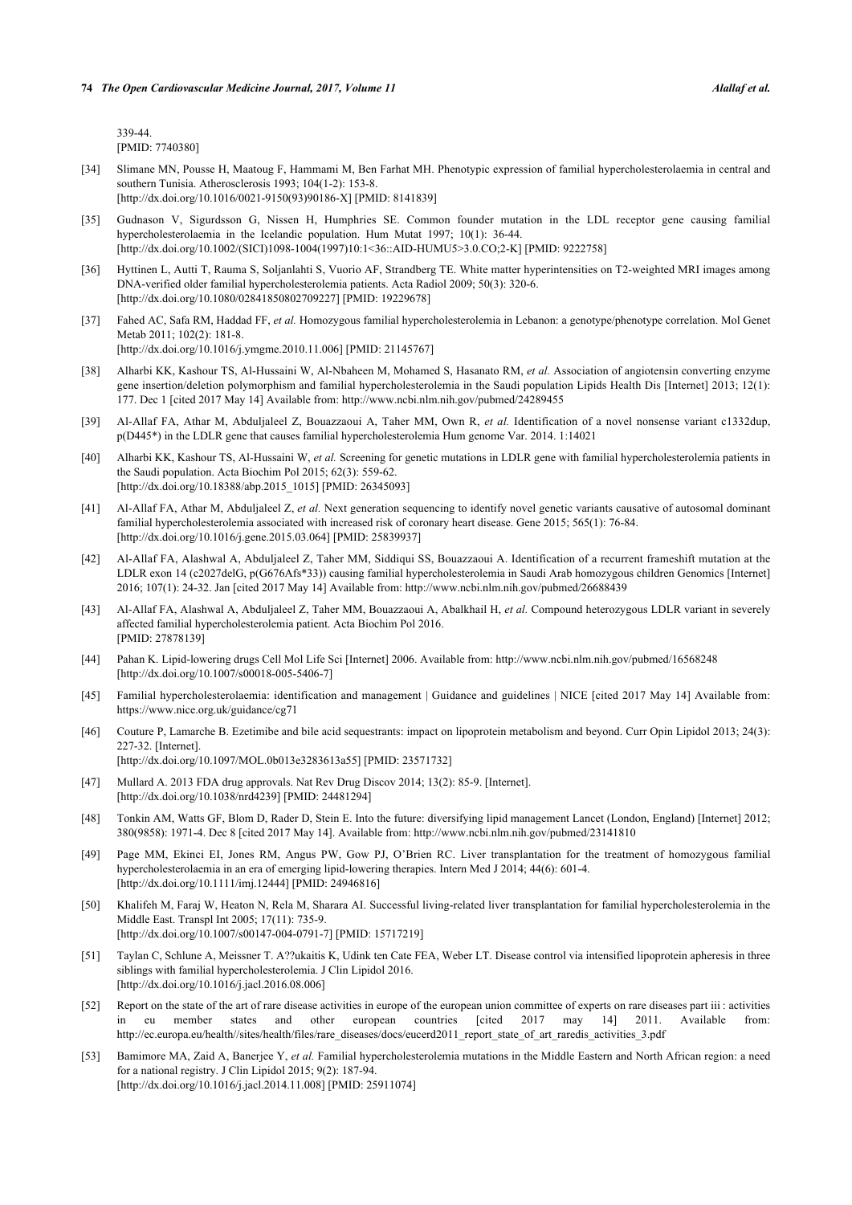339-44.
[PMID: 7740380]

[34] Slimane MN, Pousse H, Maatoug F, Hammami M, Ben Farhat MH. Phenotypic expression of familial hypercholesterolaemia in central and southern Tunisia. Atherosclerosis 1993; 104(1-2): 153-8.
[http://dx.doi.org/10.1016/0021-9150(93)90186-X] [PMID: 8141839]

[35] Gudnason V, Sigurdsson G, Nissen H, Humphries SE. Common founder mutation in the LDL receptor gene causing familial hypercholesterolaemia in the Icelandic population. Hum Mutat 1997; 10(1): 36-44.
[http://dx.doi.org/10.1002/(SICI)1098-1004(1997)10:1<36::AID-HUMU5>3.0.CO;2-K] [PMID: 9222758]

[36] Hyttinen L, Autti T, Rauma S, Soljanlahti S, Vuorio AF, Strandberg TE. White matter hyperintensities on T2-weighted MRI images among DNA-verified older familial hypercholesterolemia patients. Acta Radiol 2009; 50(3): 320-6.
[http://dx.doi.org/10.1080/02841850802709227] [PMID: 19229678]

[37] Fahed AC, Safa RM, Haddad FF, *et al.* Homozygous familial hypercholesterolemia in Lebanon: a genotype/phenotype correlation. Mol Genet Metab 2011; 102(2): 181-8.
[http://dx.doi.org/10.1016/j.ymgme.2010.11.006] [PMID: 21145767]

[38] Alharbi KK, Kashour TS, Al-Hussaini W, Al-Nbaheen M, Mohamed S, Hasanato RM, *et al.* Association of angiotensin converting enzyme gene insertion/deletion polymorphism and familial hypercholesterolemia in the Saudi population Lipids Health Dis [Internet] 2013; 12(1): 177. Dec 1 [cited 2017 May 14] Available from: http://www.ncbi.nlm.nih.gov/pubmed/24289455

[39] Al-Allaf FA, Athar M, Abduljaleel Z, Bouazzaoui A, Taher MM, Own R, *et al.* Identification of a novel nonsense variant c1332dup, p(D445*) in the LDLR gene that causes familial hypercholesterolemia Hum genome Var. 2014. 1:14021

[40] Alharbi KK, Kashour TS, Al-Hussaini W, *et al.* Screening for genetic mutations in LDLR gene with familial hypercholesterolemia patients in the Saudi population. Acta Biochim Pol 2015; 62(3): 559-62.
[http://dx.doi.org/10.18388/abp.2015_1015] [PMID: 26345093]

[41] Al-Allaf FA, Athar M, Abduljaleel Z, *et al.* Next generation sequencing to identify novel genetic variants causative of autosomal dominant familial hypercholesterolemia associated with increased risk of coronary heart disease. Gene 2015; 565(1): 76-84.
[http://dx.doi.org/10.1016/j.gene.2015.03.064] [PMID: 25839937]

[42] Al-Allaf FA, Alashwal A, Abduljaleel Z, Taher MM, Siddiqui SS, Bouazzaoui A. Identification of a recurrent frameshift mutation at the LDLR exon 14 (c2027delG, p(G676Afs*33)) causing familial hypercholesterolemia in Saudi Arab homozygous children Genomics [Internet] 2016; 107(1): 24-32. Jan [cited 2017 May 14] Available from: http://www.ncbi.nlm.nih.gov/pubmed/26688439

[43] Al-Allaf FA, Alashwal A, Abduljaleel Z, Taher MM, Bouazzaoui A, Abalkhail H, *et al.* Compound heterozygous LDLR variant in severely affected familial hypercholesterolemia patient. Acta Biochim Pol 2016.
[PMID: 27878139]

[44] Pahan K. Lipid-lowering drugs Cell Mol Life Sci [Internet] 2006. Available from: http://www.ncbi.nlm.nih.gov/pubmed/16568248
[http://dx.doi.org/10.1007/s00018-005-5406-7]

[45] Familial hypercholesterolaemia: identification and management | Guidance and guidelines | NICE [cited 2017 May 14] Available from: https://www.nice.org.uk/guidance/cg71

[46] Couture P, Lamarche B. Ezetimibe and bile acid sequestrants: impact on lipoprotein metabolism and beyond. Curr Opin Lipidol 2013; 24(3): 227-32. [Internet].
[http://dx.doi.org/10.1097/MOL.0b013e3283613a55] [PMID: 23571732]

[47] Mullard A. 2013 FDA drug approvals. Nat Rev Drug Discov 2014; 13(2): 85-9. [Internet].
[http://dx.doi.org/10.1038/nrd4239] [PMID: 24481294]

[48] Tonkin AM, Watts GF, Blom D, Rader D, Stein E. Into the future: diversifying lipid management Lancet (London, England) [Internet] 2012; 380(9858): 1971-4. Dec 8 [cited 2017 May 14]. Available from: http://www.ncbi.nlm.nih.gov/pubmed/23141810

[49] Page MM, Ekinci EI, Jones RM, Angus PW, Gow PJ, O'Brien RC. Liver transplantation for the treatment of homozygous familial hypercholesterolaemia in an era of emerging lipid-lowering therapies. Intern Med J 2014; 44(6): 601-4.
[http://dx.doi.org/10.1111/imj.12444] [PMID: 24946816]

[50] Khalifeh M, Faraj W, Heaton N, Rela M, Sharara AI. Successful living-related liver transplantation for familial hypercholesterolemia in the Middle East. Transpl Int 2005; 17(11): 735-9.
[http://dx.doi.org/10.1007/s00147-004-0791-7] [PMID: 15717219]

[51] Taylan C, Schlune A, Meissner T. A??ukaitis K, Udink ten Cate FEA, Weber LT. Disease control via intensified lipoprotein apheresis in three siblings with familial hypercholesterolemia. J Clin Lipidol 2016.
[http://dx.doi.org/10.1016/j.jacl.2016.08.006]

[52] Report on the state of the art of rare disease activities in europe of the european union committee of experts on rare diseases part iii : activities in eu member states and other european countries [cited 2017 may 14] 2011. Available from: http://ec.europa.eu/health//sites/health/files/rare_diseases/docs/eucerd2011_report_state_of_art_raredis_activities_3.pdf

[53] Bamimore MA, Zaid A, Banerjee Y, *et al.* Familial hypercholesterolemia mutations in the Middle Eastern and North African region: a need for a national registry. J Clin Lipidol 2015; 9(2): 187-94.
[http://dx.doi.org/10.1016/j.jacl.2014.11.008] [PMID: 25911074]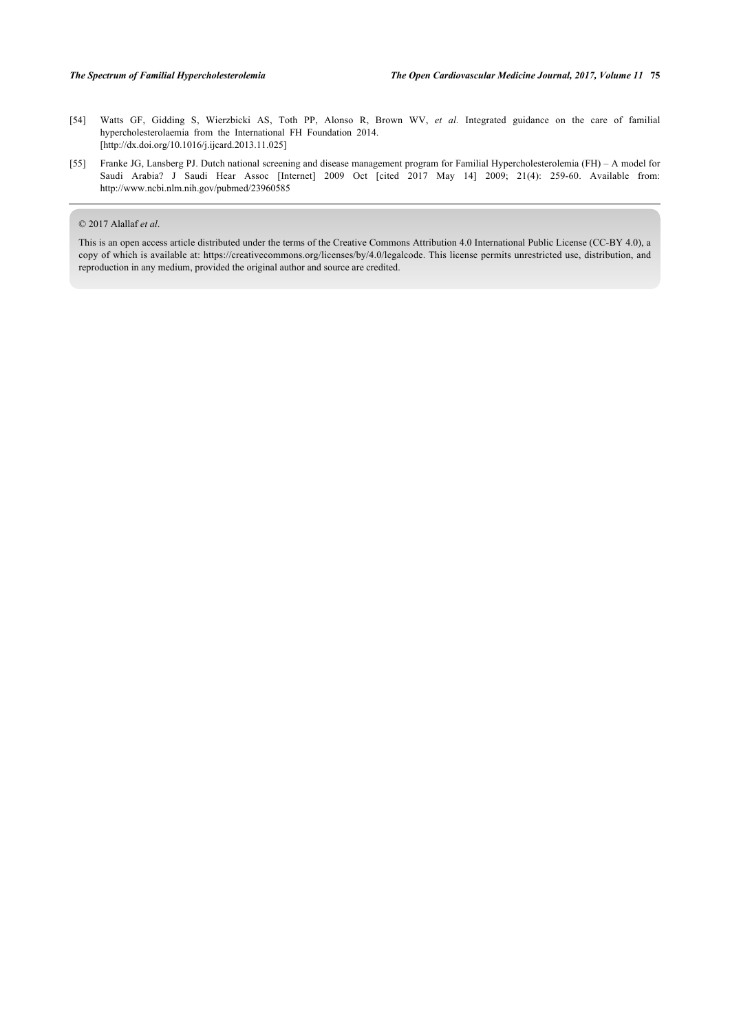[54] Watts GF, Gidding S, Wierzbicki AS, Toth PP, Alonso R, Brown WV, *et al.* Integrated guidance on the care of familial hypercholesterolaemia from the International FH Foundation 2014. [http://dx.doi.org/10.1016/j.ijcard.2013.11.025]

[55] Franke JG, Lansberg PJ. Dutch national screening and disease management program for Familial Hypercholesterolemia (FH) – A model for Saudi Arabia? J Saudi Hear Assoc [Internet] 2009 Oct [cited 2017 May 14] 2009; 21(4): 259-60. Available from: http://www.ncbi.nlm.nih.gov/pubmed/23960585

---

© 2017 Alallaf *et al*.

This is an open access article distributed under the terms of the Creative Commons Attribution 4.0 International Public License (CC-BY 4.0), a copy of which is available at: https://creativecommons.org/licenses/by/4.0/legalcode. This license permits unrestricted use, distribution, and reproduction in any medium, provided the original author and source are credited.